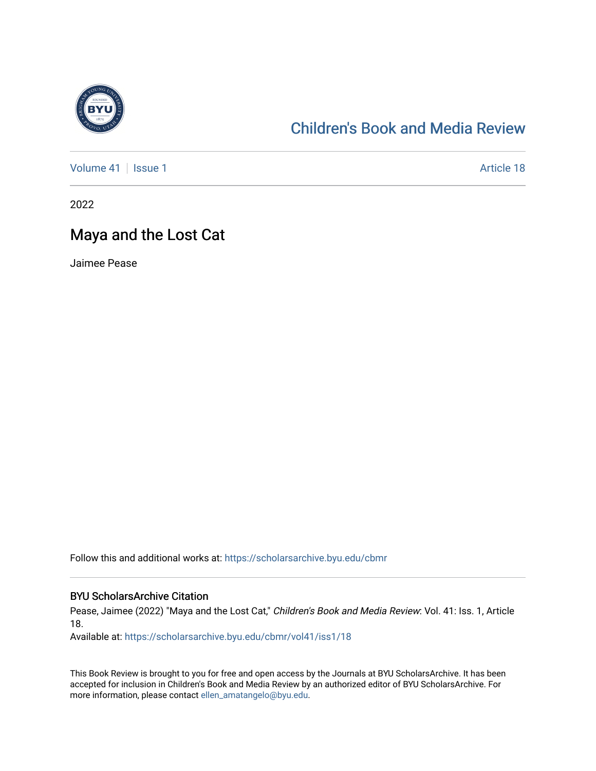# Children's Book and Media Review

Volume 41 | Issue 1 | Article 18

2022

## Maya and the Lost Cat

Jaimee Pease

Follow this and additional works at: https://scholarsarchive.byu.edu/cbmr

### BYU ScholarsArchive Citation

Pease, Jaimee (2022) "Maya and the Lost Cat," *Children's Book and Media Review*: Vol. 41: Iss. 1, Article 18.
Available at: https://scholarsarchive.byu.edu/cbmr/vol41/iss1/18

This Book Review is brought to you for free and open access by the Journals at BYU ScholarsArchive. It has been accepted for inclusion in Children's Book and Media Review by an authorized editor of BYU ScholarsArchive. For more information, please contact ellen_amatangelo@byu.edu.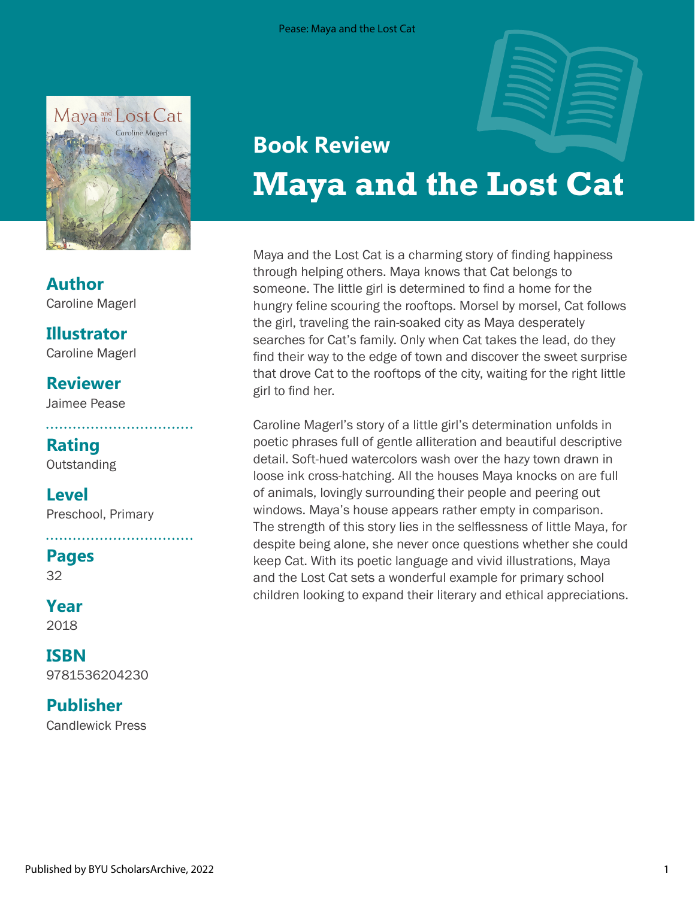## Book Review

# Maya and the Lost Cat

**Author**
Caroline Magerl

**Illustrator**
Caroline Magerl

**Reviewer**
Jaimee Pease

**Rating**
Outstanding

**Level**
Preschool, Primary

**Pages**
32

**Year**
2018

**ISBN**
9781536204230

**Publisher**
Candlewick Press

Maya and the Lost Cat is a charming story of finding happiness through helping others. Maya knows that Cat belongs to someone. The little girl is determined to find a home for the hungry feline scouring the rooftops. Morsel by morsel, Cat follows the girl, traveling the rain-soaked city as Maya desperately searches for Cat's family. Only when Cat takes the lead, do they find their way to the edge of town and discover the sweet surprise that drove Cat to the rooftops of the city, waiting for the right little girl to find her.

Caroline Magerl's story of a little girl's determination unfolds in poetic phrases full of gentle alliteration and beautiful descriptive detail. Soft-hued watercolors wash over the hazy town drawn in loose ink cross-hatching. All the houses Maya knocks on are full of animals, lovingly surrounding their people and peering out windows. Maya's house appears rather empty in comparison. The strength of this story lies in the selflessness of little Maya, for despite being alone, she never once questions whether she could keep Cat. With its poetic language and vivid illustrations, Maya and the Lost Cat sets a wonderful example for primary school children looking to expand their literary and ethical appreciations.